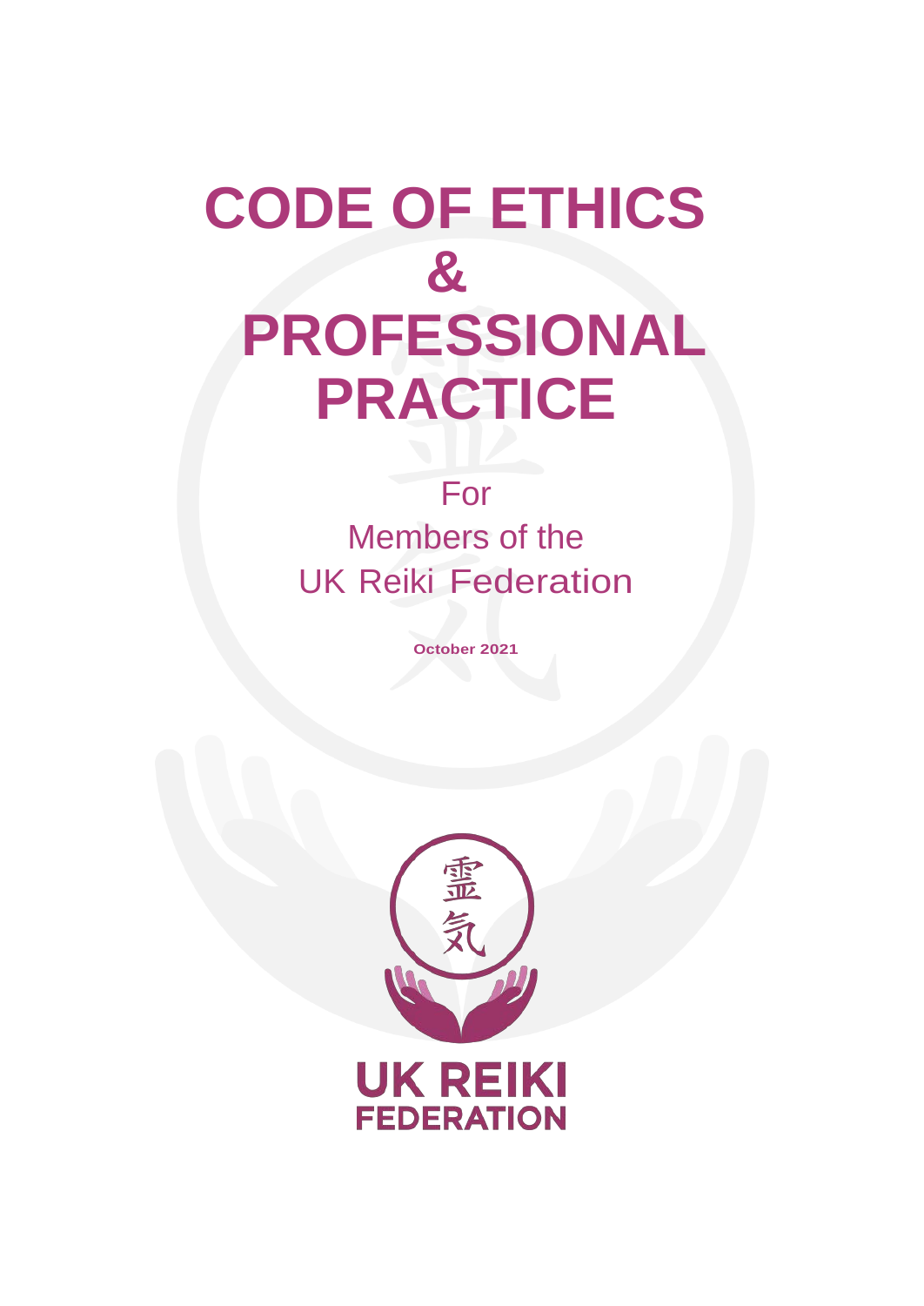# CODE OF ETHICS & PROFESSIONAL PRACTICE

For
Members of the
UK Reiki Federation

**October 2021**

霊気

**UK REIKI FEDERATION**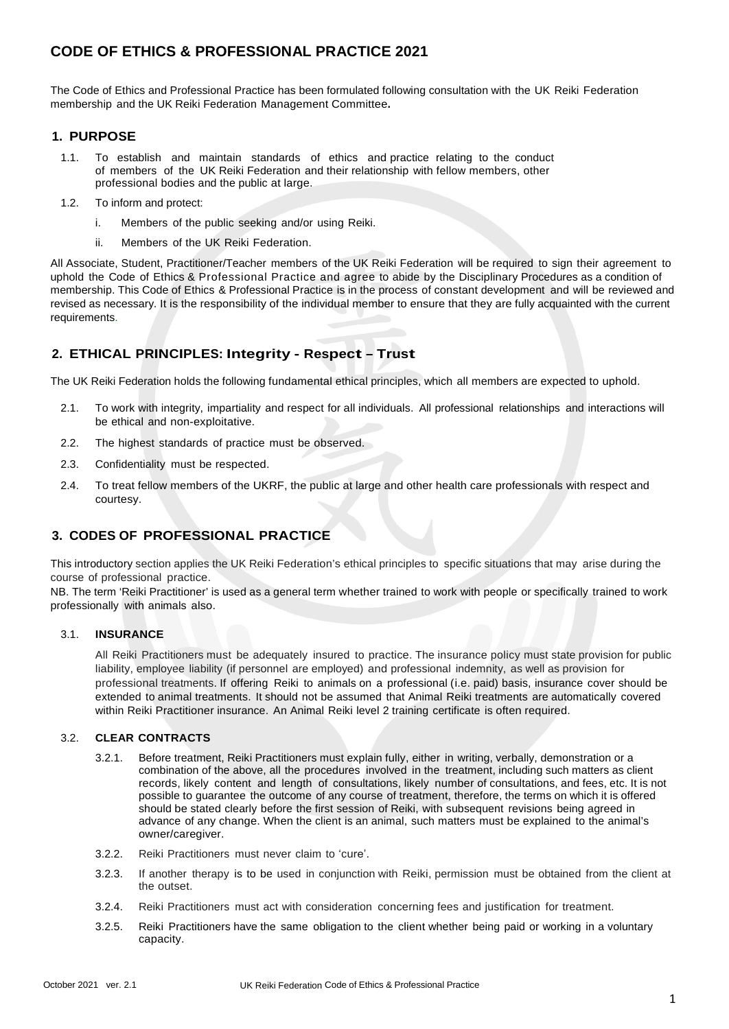# CODE OF ETHICS & PROFESSIONAL PRACTICE 2021

The Code of Ethics and Professional Practice has been formulated following consultation with the UK Reiki Federation membership and the UK Reiki Federation Management Committee**.**

## 1. PURPOSE

1.1. To establish and maintain standards of ethics and practice relating to the conduct of members of the UK Reiki Federation and their relationship with fellow members, other professional bodies and the public at large.

1.2. To inform and protect:

i. Members of the public seeking and/or using Reiki.

ii. Members of the UK Reiki Federation.

All Associate, Student, Practitioner/Teacher members of the UK Reiki Federation will be required to sign their agreement to uphold the Code of Ethics & Professional Practice and agree to abide by the Disciplinary Procedures as a condition of membership. This Code of Ethics & Professional Practice is in the process of constant development and will be reviewed and revised as necessary. It is the responsibility of the individual member to ensure that they are fully acquainted with the current requirements.

## 2. ETHICAL PRINCIPLES: Integrity - Respect – Trust

The UK Reiki Federation holds the following fundamental ethical principles, which all members are expected to uphold.

2.1. To work with integrity, impartiality and respect for all individuals. All professional relationships and interactions will be ethical and non-exploitative.

2.2. The highest standards of practice must be observed.

2.3. Confidentiality must be respected.

2.4. To treat fellow members of the UKRF, the public at large and other health care professionals with respect and courtesy.

## 3. CODES OF PROFESSIONAL PRACTICE

This introductory section applies the UK Reiki Federation's ethical principles to specific situations that may arise during the course of professional practice.

NB. The term 'Reiki Practitioner' is used as a general term whether trained to work with people or specifically trained to work professionally with animals also.

### 3.1. INSURANCE

All Reiki Practitioners must be adequately insured to practice. The insurance policy must state provision for public liability, employee liability (if personnel are employed) and professional indemnity, as well as provision for professional treatments. If offering Reiki to animals on a professional (i.e. paid) basis, insurance cover should be extended to animal treatments. It should not be assumed that Animal Reiki treatments are automatically covered within Reiki Practitioner insurance. An Animal Reiki level 2 training certificate is often required.

### 3.2. CLEAR CONTRACTS

3.2.1. Before treatment, Reiki Practitioners must explain fully, either in writing, verbally, demonstration or a combination of the above, all the procedures involved in the treatment, including such matters as client records, likely content and length of consultations, likely number of consultations, and fees, etc. It is not possible to guarantee the outcome of any course of treatment, therefore, the terms on which it is offered should be stated clearly before the first session of Reiki, with subsequent revisions being agreed in advance of any change. When the client is an animal, such matters must be explained to the animal's owner/caregiver.

3.2.2. Reiki Practitioners must never claim to 'cure'.

3.2.3. If another therapy is to be used in conjunction with Reiki, permission must be obtained from the client at the outset.

3.2.4. Reiki Practitioners must act with consideration concerning fees and justification for treatment.

3.2.5. Reiki Practitioners have the same obligation to the client whether being paid or working in a voluntary capacity.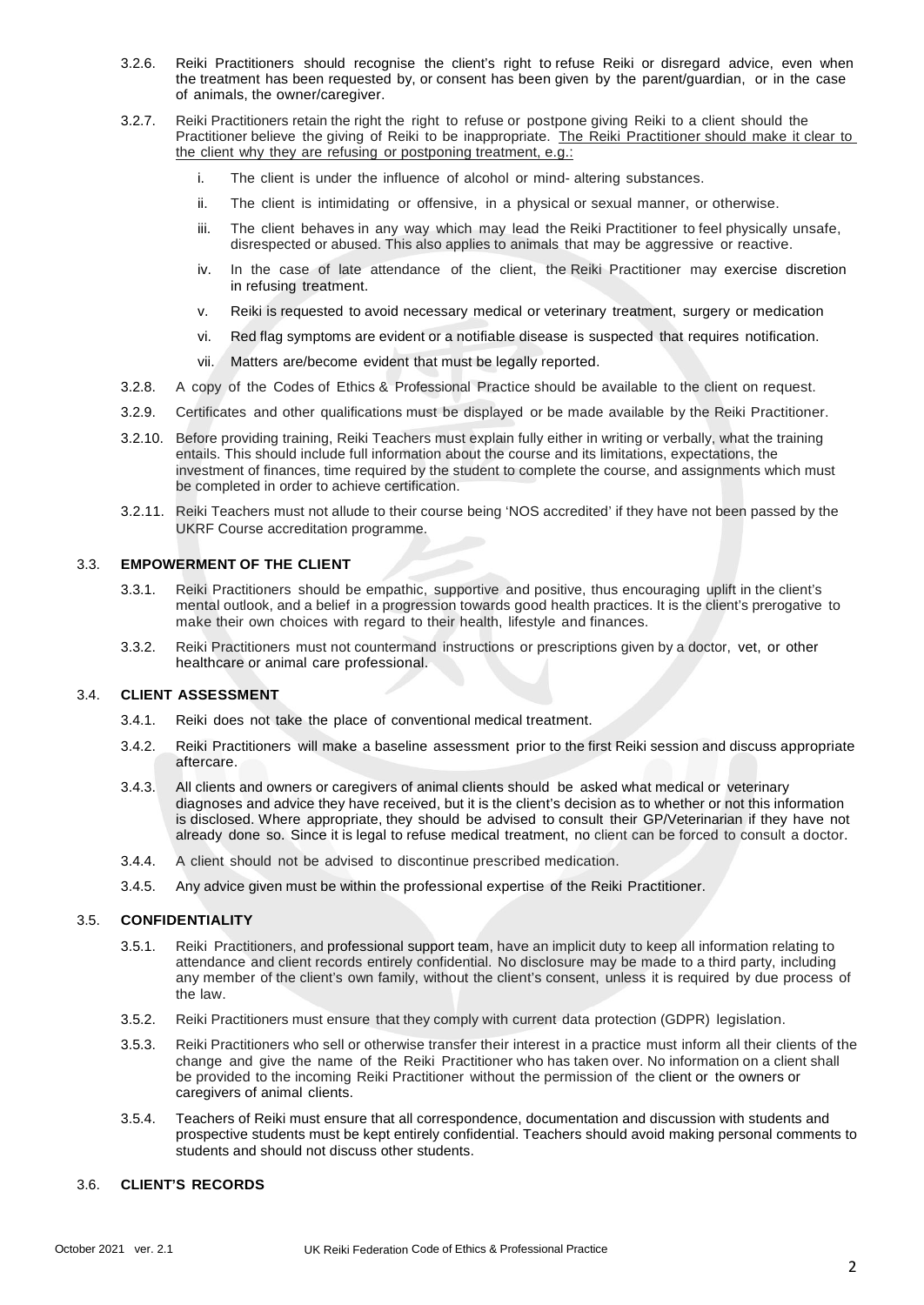3.2.6. Reiki Practitioners should recognise the client's right to refuse Reiki or disregard advice, even when the treatment has been requested by, or consent has been given by the parent/guardian, or in the case of animals, the owner/caregiver.

3.2.7. Reiki Practitioners retain the right the right to refuse or postpone giving Reiki to a client should the Practitioner believe the giving of Reiki to be inappropriate. <u>The Reiki Practitioner should make it clear to the client why they are refusing or postponing treatment, e.g.:</u>

i. The client is under the influence of alcohol or mind- altering substances.

ii. The client is intimidating or offensive, in a physical or sexual manner, or otherwise.

iii. The client behaves in any way which may lead the Reiki Practitioner to feel physically unsafe, disrespected or abused. This also applies to animals that may be aggressive or reactive.

iv. In the case of late attendance of the client, the Reiki Practitioner may exercise discretion in refusing treatment.

v. Reiki is requested to avoid necessary medical or veterinary treatment, surgery or medication

vi. Red flag symptoms are evident or a notifiable disease is suspected that requires notification.

vii. Matters are/become evident that must be legally reported.

3.2.8. A copy of the Codes of Ethics & Professional Practice should be available to the client on request.

3.2.9. Certificates and other qualifications must be displayed or be made available by the Reiki Practitioner.

3.2.10. Before providing training, Reiki Teachers must explain fully either in writing or verbally, what the training entails. This should include full information about the course and its limitations, expectations, the investment of finances, time required by the student to complete the course, and assignments which must be completed in order to achieve certification.

3.2.11. Reiki Teachers must not allude to their course being 'NOS accredited' if they have not been passed by the UKRF Course accreditation programme.

### 3.3. EMPOWERMENT OF THE CLIENT

3.3.1. Reiki Practitioners should be empathic, supportive and positive, thus encouraging uplift in the client's mental outlook, and a belief in a progression towards good health practices. It is the client's prerogative to make their own choices with regard to their health, lifestyle and finances.

3.3.2. Reiki Practitioners must not countermand instructions or prescriptions given by a doctor, vet, or other healthcare or animal care professional.

### 3.4. CLIENT ASSESSMENT

3.4.1. Reiki does not take the place of conventional medical treatment.

3.4.2. Reiki Practitioners will make a baseline assessment prior to the first Reiki session and discuss appropriate aftercare.

3.4.3. All clients and owners or caregivers of animal clients should be asked what medical or veterinary diagnoses and advice they have received, but it is the client's decision as to whether or not this information is disclosed. Where appropriate, they should be advised to consult their GP/Veterinarian if they have not already done so. Since it is legal to refuse medical treatment, no client can be forced to consult a doctor.

3.4.4. A client should not be advised to discontinue prescribed medication.

3.4.5. Any advice given must be within the professional expertise of the Reiki Practitioner.

### 3.5. CONFIDENTIALITY

3.5.1. Reiki Practitioners, and professional support team, have an implicit duty to keep all information relating to attendance and client records entirely confidential. No disclosure may be made to a third party, including any member of the client's own family, without the client's consent, unless it is required by due process of the law.

3.5.2. Reiki Practitioners must ensure that they comply with current data protection (GDPR) legislation.

3.5.3. Reiki Practitioners who sell or otherwise transfer their interest in a practice must inform all their clients of the change and give the name of the Reiki Practitioner who has taken over. No information on a client shall be provided to the incoming Reiki Practitioner without the permission of the client or the owners or caregivers of animal clients.

3.5.4. Teachers of Reiki must ensure that all correspondence, documentation and discussion with students and prospective students must be kept entirely confidential. Teachers should avoid making personal comments to students and should not discuss other students.

### 3.6. CLIENT'S RECORDS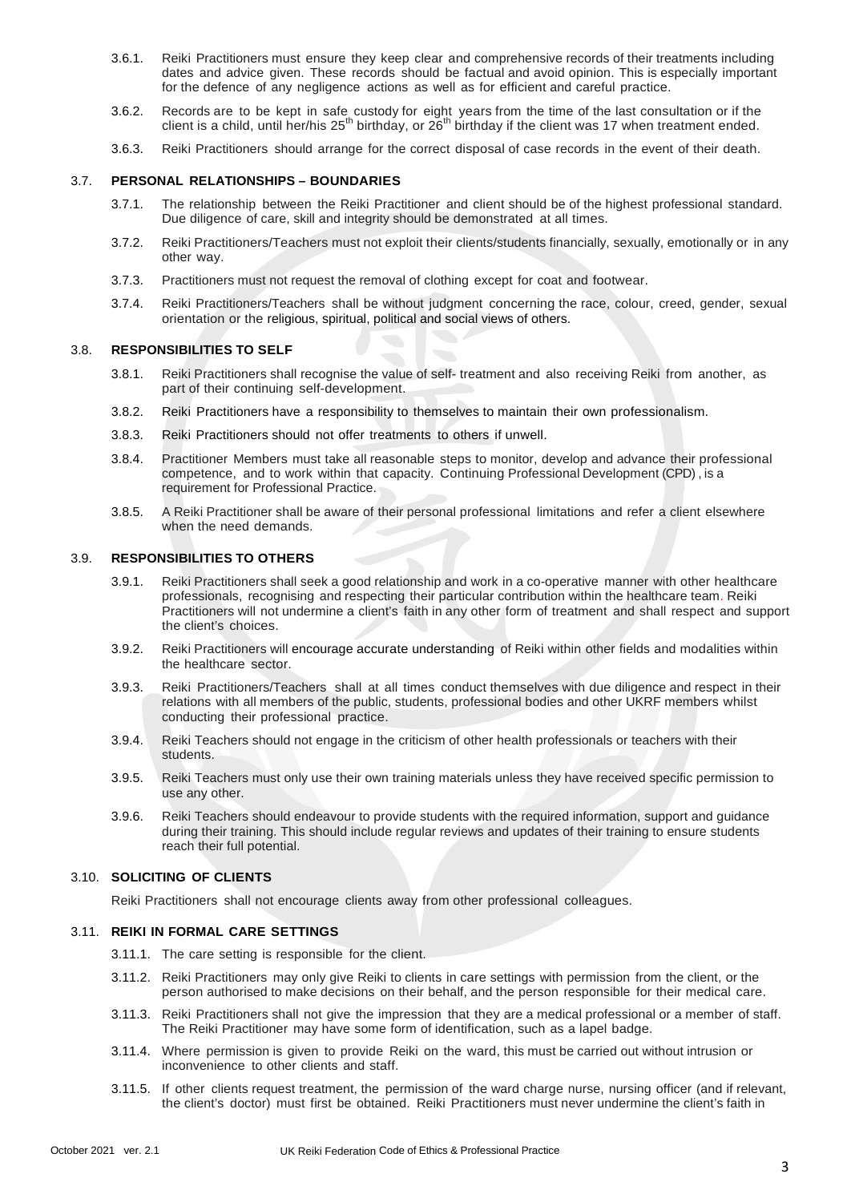3.6.1. Reiki Practitioners must ensure they keep clear and comprehensive records of their treatments including dates and advice given. These records should be factual and avoid opinion. This is especially important for the defence of any negligence actions as well as for efficient and careful practice.

3.6.2. Records are to be kept in safe custody for eight years from the time of the last consultation or if the client is a child, until her/his 25th birthday, or 26th birthday if the client was 17 when treatment ended.

3.6.3. Reiki Practitioners should arrange for the correct disposal of case records in the event of their death.

### 3.7. PERSONAL RELATIONSHIPS – BOUNDARIES

3.7.1. The relationship between the Reiki Practitioner and client should be of the highest professional standard. Due diligence of care, skill and integrity should be demonstrated at all times.

3.7.2. Reiki Practitioners/Teachers must not exploit their clients/students financially, sexually, emotionally or in any other way.

3.7.3. Practitioners must not request the removal of clothing except for coat and footwear.

3.7.4. Reiki Practitioners/Teachers shall be without judgment concerning the race, colour, creed, gender, sexual orientation or the religious, spiritual, political and social views of others.

### 3.8. RESPONSIBILITIES TO SELF

3.8.1. Reiki Practitioners shall recognise the value of self- treatment and also receiving Reiki from another, as part of their continuing self-development.

3.8.2. Reiki Practitioners have a responsibility to themselves to maintain their own professionalism.

3.8.3. Reiki Practitioners should not offer treatments to others if unwell.

3.8.4. Practitioner Members must take all reasonable steps to monitor, develop and advance their professional competence, and to work within that capacity. Continuing Professional Development (CPD) , is a requirement for Professional Practice.

3.8.5. A Reiki Practitioner shall be aware of their personal professional limitations and refer a client elsewhere when the need demands.

### 3.9. RESPONSIBILITIES TO OTHERS

3.9.1. Reiki Practitioners shall seek a good relationship and work in a co-operative manner with other healthcare professionals, recognising and respecting their particular contribution within the healthcare team. Reiki Practitioners will not undermine a client's faith in any other form of treatment and shall respect and support the client's choices.

3.9.2. Reiki Practitioners will encourage accurate understanding of Reiki within other fields and modalities within the healthcare sector.

3.9.3. Reiki Practitioners/Teachers shall at all times conduct themselves with due diligence and respect in their relations with all members of the public, students, professional bodies and other UKRF members whilst conducting their professional practice.

3.9.4. Reiki Teachers should not engage in the criticism of other health professionals or teachers with their students.

3.9.5. Reiki Teachers must only use their own training materials unless they have received specific permission to use any other.

3.9.6. Reiki Teachers should endeavour to provide students with the required information, support and guidance during their training. This should include regular reviews and updates of their training to ensure students reach their full potential.

### 3.10. SOLICITING OF CLIENTS

Reiki Practitioners shall not encourage clients away from other professional colleagues.

### 3.11. REIKI IN FORMAL CARE SETTINGS

3.11.1. The care setting is responsible for the client.

3.11.2. Reiki Practitioners may only give Reiki to clients in care settings with permission from the client, or the person authorised to make decisions on their behalf, and the person responsible for their medical care.

3.11.3. Reiki Practitioners shall not give the impression that they are a medical professional or a member of staff. The Reiki Practitioner may have some form of identification, such as a lapel badge.

3.11.4. Where permission is given to provide Reiki on the ward, this must be carried out without intrusion or inconvenience to other clients and staff.

3.11.5. If other clients request treatment, the permission of the ward charge nurse, nursing officer (and if relevant, the client's doctor) must first be obtained. Reiki Practitioners must never undermine the client's faith in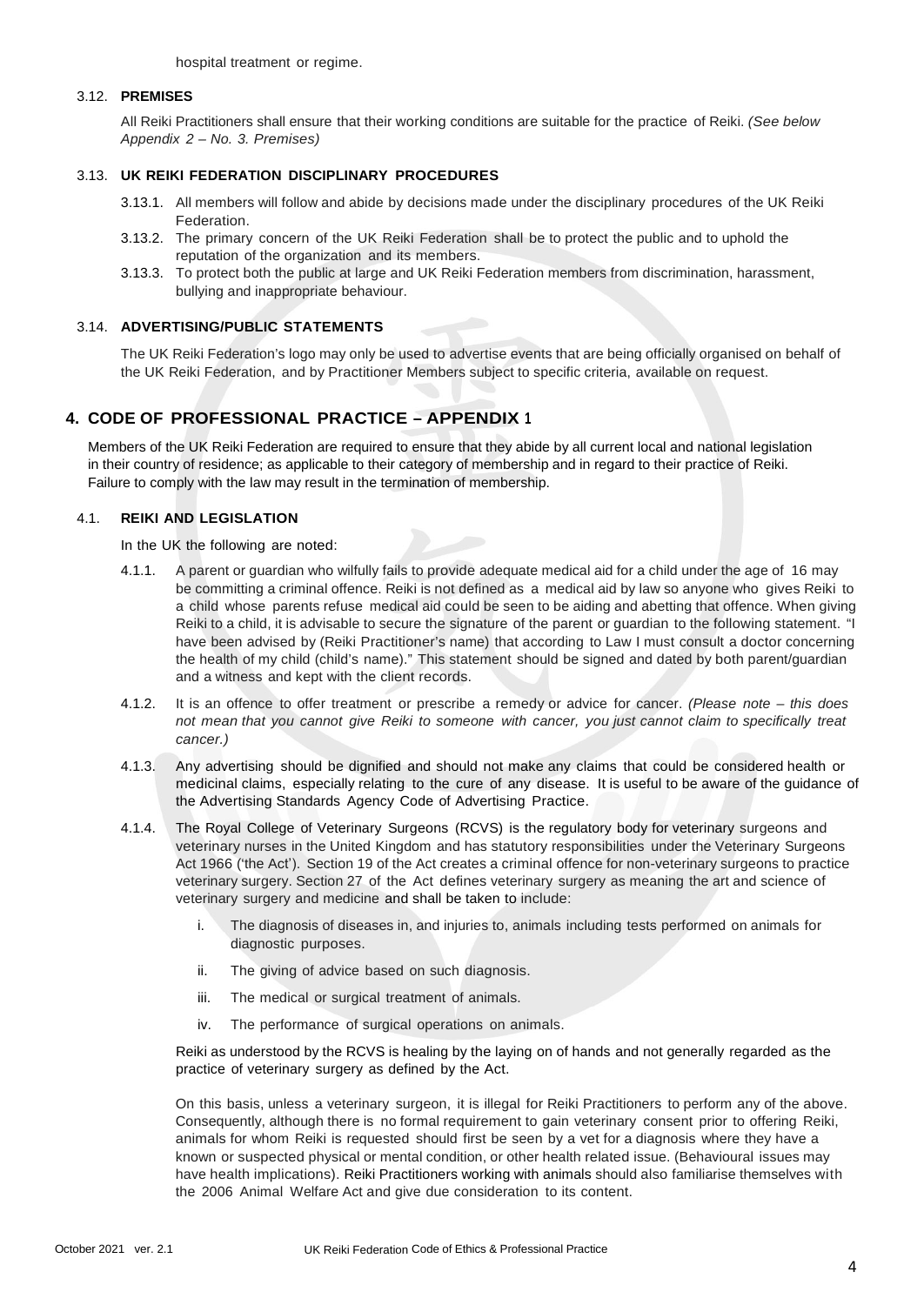hospital treatment or regime.

### 3.12. PREMISES

All Reiki Practitioners shall ensure that their working conditions are suitable for the practice of Reiki. *(See below Appendix 2 – No. 3. Premises)*

### 3.13. UK REIKI FEDERATION DISCIPLINARY PROCEDURES

3.13.1. All members will follow and abide by decisions made under the disciplinary procedures of the UK Reiki Federation.

3.13.2. The primary concern of the UK Reiki Federation shall be to protect the public and to uphold the reputation of the organization and its members.

3.13.3. To protect both the public at large and UK Reiki Federation members from discrimination, harassment, bullying and inappropriate behaviour.

### 3.14. ADVERTISING/PUBLIC STATEMENTS

The UK Reiki Federation's logo may only be used to advertise events that are being officially organised on behalf of the UK Reiki Federation, and by Practitioner Members subject to specific criteria, available on request.

## 4. CODE OF PROFESSIONAL PRACTICE – APPENDIX 1

Members of the UK Reiki Federation are required to ensure that they abide by all current local and national legislation in their country of residence; as applicable to their category of membership and in regard to their practice of Reiki. Failure to comply with the law may result in the termination of membership.

### 4.1. REIKI AND LEGISLATION

In the UK the following are noted:

4.1.1. A parent or guardian who wilfully fails to provide adequate medical aid for a child under the age of 16 may be committing a criminal offence. Reiki is not defined as a medical aid by law so anyone who gives Reiki to a child whose parents refuse medical aid could be seen to be aiding and abetting that offence. When giving Reiki to a child, it is advisable to secure the signature of the parent or guardian to the following statement. "I have been advised by (Reiki Practitioner's name) that according to Law I must consult a doctor concerning the health of my child (child's name)." This statement should be signed and dated by both parent/guardian and a witness and kept with the client records.

4.1.2. It is an offence to offer treatment or prescribe a remedy or advice for cancer. *(Please note – this does not mean that you cannot give Reiki to someone with cancer, you just cannot claim to specifically treat cancer.)*

4.1.3. Any advertising should be dignified and should not make any claims that could be considered health or medicinal claims, especially relating to the cure of any disease. It is useful to be aware of the guidance of the Advertising Standards Agency Code of Advertising Practice.

4.1.4. The Royal College of Veterinary Surgeons (RCVS) is the regulatory body for veterinary surgeons and veterinary nurses in the United Kingdom and has statutory responsibilities under the Veterinary Surgeons Act 1966 ('the Act'). Section 19 of the Act creates a criminal offence for non-veterinary surgeons to practice veterinary surgery. Section 27 of the Act defines veterinary surgery as meaning the art and science of veterinary surgery and medicine and shall be taken to include:

i. The diagnosis of diseases in, and injuries to, animals including tests performed on animals for diagnostic purposes.

ii. The giving of advice based on such diagnosis.

iii. The medical or surgical treatment of animals.

iv. The performance of surgical operations on animals.

Reiki as understood by the RCVS is healing by the laying on of hands and not generally regarded as the practice of veterinary surgery as defined by the Act.

On this basis, unless a veterinary surgeon, it is illegal for Reiki Practitioners to perform any of the above. Consequently, although there is no formal requirement to gain veterinary consent prior to offering Reiki, animals for whom Reiki is requested should first be seen by a vet for a diagnosis where they have a known or suspected physical or mental condition, or other health related issue. (Behavioural issues may have health implications). Reiki Practitioners working with animals should also familiarise themselves with the 2006 Animal Welfare Act and give due consideration to its content.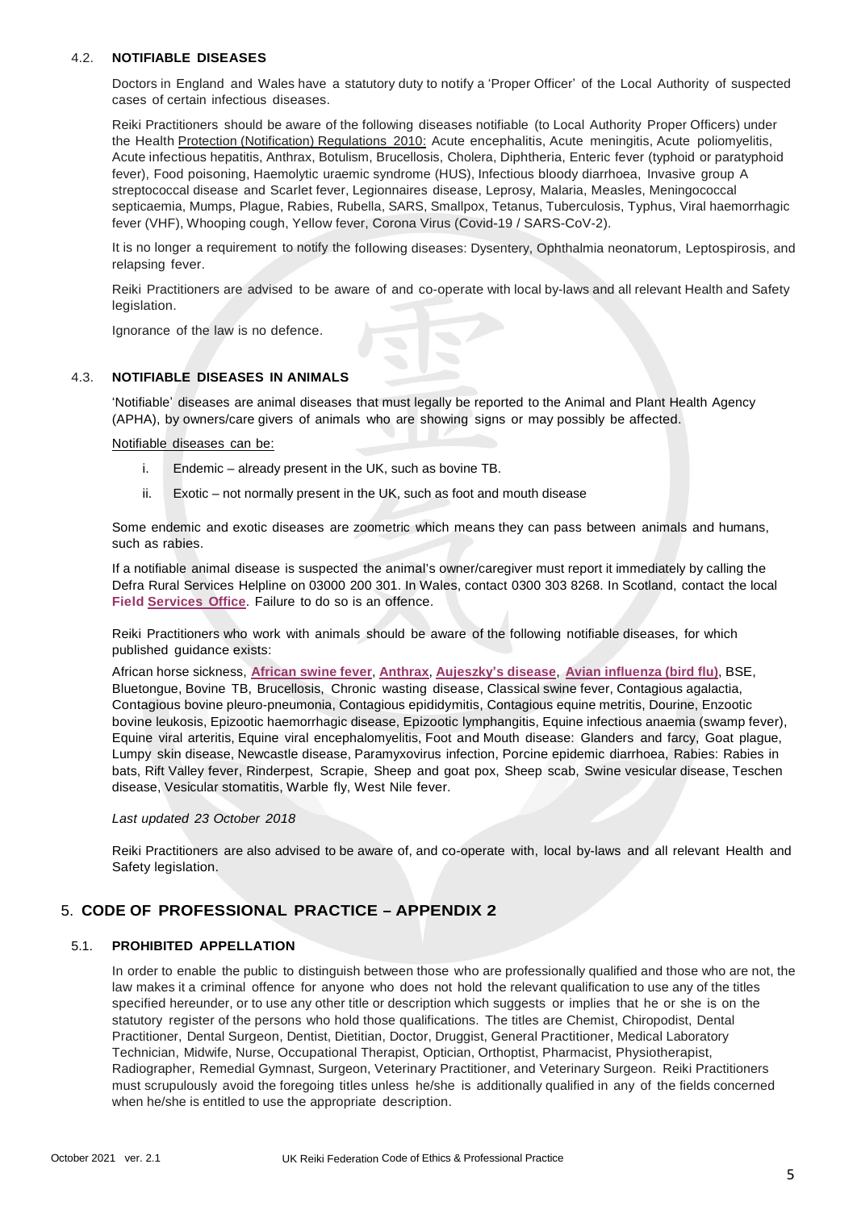### 4.2. NOTIFIABLE DISEASES

Doctors in England and Wales have a statutory duty to notify a 'Proper Officer' of the Local Authority of suspected cases of certain infectious diseases.

Reiki Practitioners should be aware of the following diseases notifiable (to Local Authority Proper Officers) under the Health Protection (Notification) Regulations 2010: Acute encephalitis, Acute meningitis, Acute poliomyelitis, Acute infectious hepatitis, Anthrax, Botulism, Brucellosis, Cholera, Diphtheria, Enteric fever (typhoid or paratyphoid fever), Food poisoning, Haemolytic uraemic syndrome (HUS), Infectious bloody diarrhoea, Invasive group A streptococcal disease and Scarlet fever, Legionnaires disease, Leprosy, Malaria, Measles, Meningococcal septicaemia, Mumps, Plague, Rabies, Rubella, SARS, Smallpox, Tetanus, Tuberculosis, Typhus, Viral haemorrhagic fever (VHF), Whooping cough, Yellow fever, Corona Virus (Covid-19 / SARS-CoV-2).

It is no longer a requirement to notify the following diseases: Dysentery, Ophthalmia neonatorum, Leptospirosis, and relapsing fever.

Reiki Practitioners are advised to be aware of and co-operate with local by-laws and all relevant Health and Safety legislation.

Ignorance of the law is no defence.

### 4.3. NOTIFIABLE DISEASES IN ANIMALS

'Notifiable' diseases are animal diseases that must legally be reported to the Animal and Plant Health Agency (APHA), by owners/care givers of animals who are showing signs or may possibly be affected.

Notifiable diseases can be:

i. Endemic – already present in the UK, such as bovine TB.
ii. Exotic – not normally present in the UK, such as foot and mouth disease

Some endemic and exotic diseases are zoometric which means they can pass between animals and humans, such as rabies.

If a notifiable animal disease is suspected the animal's owner/caregiver must report it immediately by calling the Defra Rural Services Helpline on 03000 200 301. In Wales, contact 0300 303 8268. In Scotland, contact the local **Field Services Office**. Failure to do so is an offence.

Reiki Practitioners who work with animals should be aware of the following notifiable diseases, for which published guidance exists:

African horse sickness, **African swine fever**, **Anthrax**, **Aujeszky's disease**, **Avian influenza (bird flu)**, BSE, Bluetongue, Bovine TB, Brucellosis, Chronic wasting disease, Classical swine fever, Contagious agalactia, Contagious bovine pleuro-pneumonia, Contagious epididymitis, Contagious equine metritis, Dourine, Enzootic bovine leukosis, Epizootic haemorrhagic disease, Epizootic lymphangitis, Equine infectious anaemia (swamp fever), Equine viral arteritis, Equine viral encephalomyelitis, Foot and Mouth disease: Glanders and farcy, Goat plague, Lumpy skin disease, Newcastle disease, Paramyxovirus infection, Porcine epidemic diarrhoea, Rabies: Rabies in bats, Rift Valley fever, Rinderpest, Scrapie, Sheep and goat pox, Sheep scab, Swine vesicular disease, Teschen disease, Vesicular stomatitis, Warble fly, West Nile fever.

*Last updated 23 October 2018*

Reiki Practitioners are also advised to be aware of, and co-operate with, local by-laws and all relevant Health and Safety legislation.

## 5. CODE OF PROFESSIONAL PRACTICE – APPENDIX 2

### 5.1. PROHIBITED APPELLATION

In order to enable the public to distinguish between those who are professionally qualified and those who are not, the law makes it a criminal offence for anyone who does not hold the relevant qualification to use any of the titles specified hereunder, or to use any other title or description which suggests or implies that he or she is on the statutory register of the persons who hold those qualifications. The titles are Chemist, Chiropodist, Dental Practitioner, Dental Surgeon, Dentist, Dietitian, Doctor, Druggist, General Practitioner, Medical Laboratory Technician, Midwife, Nurse, Occupational Therapist, Optician, Orthoptist, Pharmacist, Physiotherapist, Radiographer, Remedial Gymnast, Surgeon, Veterinary Practitioner, and Veterinary Surgeon. Reiki Practitioners must scrupulously avoid the foregoing titles unless he/she is additionally qualified in any of the fields concerned when he/she is entitled to use the appropriate description.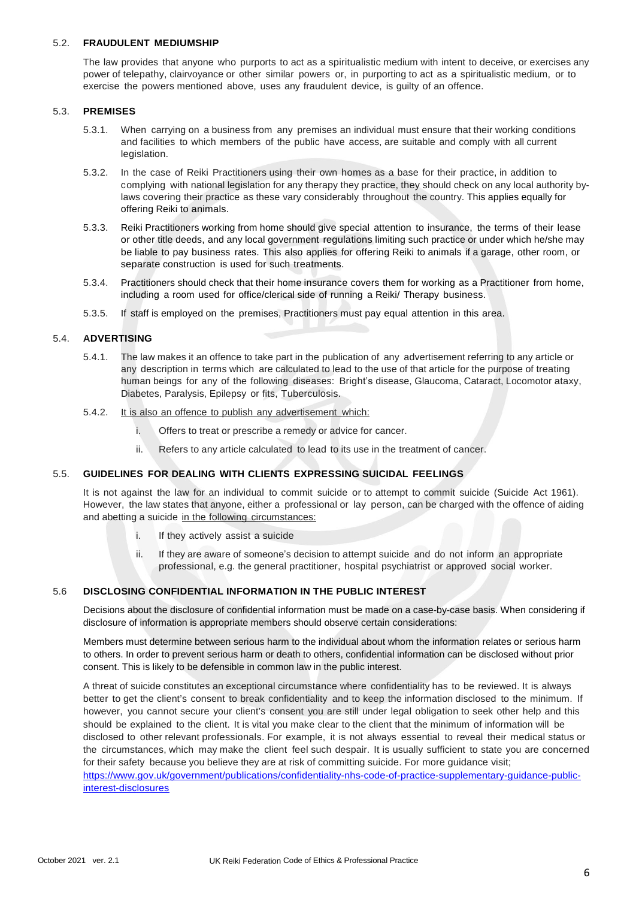### 5.2. FRAUDULENT MEDIUMSHIP

The law provides that anyone who purports to act as a spiritualistic medium with intent to deceive, or exercises any power of telepathy, clairvoyance or other similar powers or, in purporting to act as a spiritualistic medium, or to exercise the powers mentioned above, uses any fraudulent device, is guilty of an offence.

### 5.3. PREMISES

5.3.1. When carrying on a business from any premises an individual must ensure that their working conditions and facilities to which members of the public have access, are suitable and comply with all current legislation.

5.3.2. In the case of Reiki Practitioners using their own homes as a base for their practice, in addition to complying with national legislation for any therapy they practice, they should check on any local authority by-laws covering their practice as these vary considerably throughout the country. This applies equally for offering Reiki to animals.

5.3.3. Reiki Practitioners working from home should give special attention to insurance, the terms of their lease or other title deeds, and any local government regulations limiting such practice or under which he/she may be liable to pay business rates. This also applies for offering Reiki to animals if a garage, other room, or separate construction is used for such treatments.

5.3.4. Practitioners should check that their home insurance covers them for working as a Practitioner from home, including a room used for office/clerical side of running a Reiki/ Therapy business.

5.3.5. If staff is employed on the premises, Practitioners must pay equal attention in this area.

### 5.4. ADVERTISING

5.4.1. The law makes it an offence to take part in the publication of any advertisement referring to any article or any description in terms which are calculated to lead to the use of that article for the purpose of treating human beings for any of the following diseases: Bright's disease, Glaucoma, Cataract, Locomotor ataxy, Diabetes, Paralysis, Epilepsy or fits, Tuberculosis.

5.4.2. It is also an offence to publish any advertisement which:

i. Offers to treat or prescribe a remedy or advice for cancer.

ii. Refers to any article calculated to lead to its use in the treatment of cancer.

### 5.5. GUIDELINES FOR DEALING WITH CLIENTS EXPRESSING SUICIDAL FEELINGS

It is not against the law for an individual to commit suicide or to attempt to commit suicide (Suicide Act 1961). However, the law states that anyone, either a professional or lay person, can be charged with the offence of aiding and abetting a suicide in the following circumstances:

i. If they actively assist a suicide

ii. If they are aware of someone's decision to attempt suicide and do not inform an appropriate professional, e.g. the general practitioner, hospital psychiatrist or approved social worker.

### 5.6 DISCLOSING CONFIDENTIAL INFORMATION IN THE PUBLIC INTEREST

Decisions about the disclosure of confidential information must be made on a case-by-case basis. When considering if disclosure of information is appropriate members should observe certain considerations:

Members must determine between serious harm to the individual about whom the information relates or serious harm to others. In order to prevent serious harm or death to others, confidential information can be disclosed without prior consent. This is likely to be defensible in common law in the public interest.

A threat of suicide constitutes an exceptional circumstance where confidentiality has to be reviewed. It is always better to get the client's consent to break confidentiality and to keep the information disclosed to the minimum. If however, you cannot secure your client's consent you are still under legal obligation to seek other help and this should be explained to the client. It is vital you make clear to the client that the minimum of information will be disclosed to other relevant professionals. For example, it is not always essential to reveal their medical status or the circumstances, which may make the client feel such despair. It is usually sufficient to state you are concerned for their safety because you believe they are at risk of committing suicide. For more guidance visit; https://www.gov.uk/government/publications/confidentiality-nhs-code-of-practice-supplementary-guidance-public-interest-disclosures